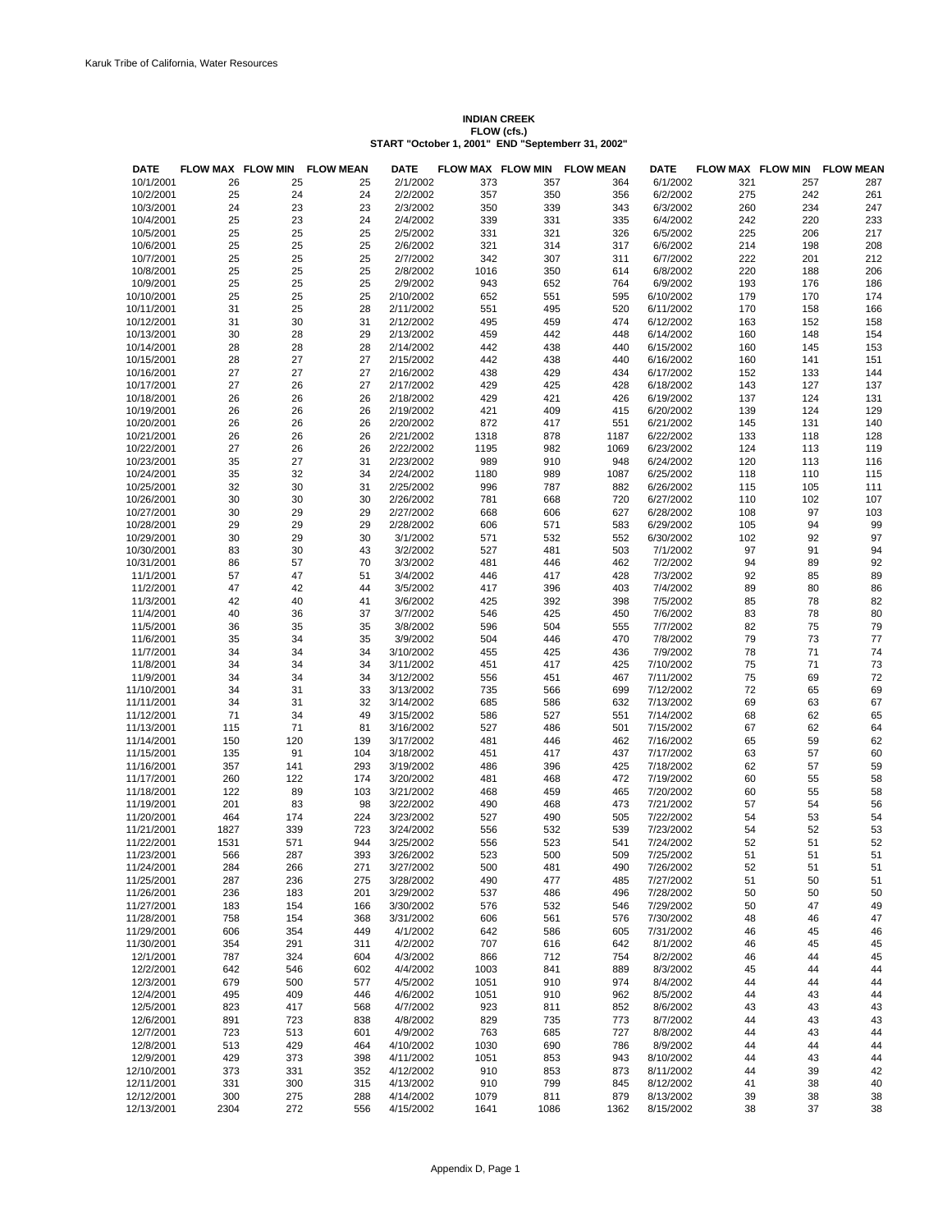Karuk Tribe of California, Water Resources

**INDIAN CREEK**
**FLOW (cfs.)**
**START "October 1, 2001" END "Septemberr 31, 2002"**

| DATE | FLOW MAX | FLOW MIN | FLOW MEAN | DATE | FLOW MAX | FLOW MIN | FLOW MEAN | DATE | FLOW MAX | FLOW MIN | FLOW MEAN |
|---|---|---|---|---|---|---|---|---|---|---|---|
| 10/1/2001 | 26 | 25 | 25 | 2/1/2002 | 373 | 357 | 364 | 6/1/2002 | 321 | 257 | 287 |
| 10/2/2001 | 25 | 24 | 24 | 2/2/2002 | 357 | 350 | 356 | 6/2/2002 | 275 | 242 | 261 |
| 10/3/2001 | 24 | 23 | 23 | 2/3/2002 | 350 | 339 | 343 | 6/3/2002 | 260 | 234 | 247 |
| 10/4/2001 | 25 | 23 | 24 | 2/4/2002 | 339 | 331 | 335 | 6/4/2002 | 242 | 220 | 233 |
| 10/5/2001 | 25 | 25 | 25 | 2/5/2002 | 331 | 321 | 326 | 6/5/2002 | 225 | 206 | 217 |
| 10/6/2001 | 25 | 25 | 25 | 2/6/2002 | 321 | 314 | 317 | 6/6/2002 | 214 | 198 | 208 |
| 10/7/2001 | 25 | 25 | 25 | 2/7/2002 | 342 | 307 | 311 | 6/7/2002 | 222 | 201 | 212 |
| 10/8/2001 | 25 | 25 | 25 | 2/8/2002 | 1016 | 350 | 614 | 6/8/2002 | 220 | 188 | 206 |
| 10/9/2001 | 25 | 25 | 25 | 2/9/2002 | 943 | 652 | 764 | 6/9/2002 | 193 | 176 | 186 |
| 10/10/2001 | 25 | 25 | 25 | 2/10/2002 | 652 | 551 | 595 | 6/10/2002 | 179 | 170 | 174 |
| 10/11/2001 | 31 | 25 | 28 | 2/11/2002 | 551 | 495 | 520 | 6/11/2002 | 170 | 158 | 166 |
| 10/12/2001 | 31 | 30 | 31 | 2/12/2002 | 495 | 459 | 474 | 6/12/2002 | 163 | 152 | 158 |
| 10/13/2001 | 30 | 28 | 29 | 2/13/2002 | 459 | 442 | 448 | 6/14/2002 | 160 | 148 | 154 |
| 10/14/2001 | 28 | 28 | 28 | 2/14/2002 | 442 | 438 | 440 | 6/15/2002 | 160 | 145 | 153 |
| 10/15/2001 | 28 | 27 | 27 | 2/15/2002 | 442 | 438 | 440 | 6/16/2002 | 160 | 141 | 151 |
| 10/16/2001 | 27 | 27 | 27 | 2/16/2002 | 438 | 429 | 434 | 6/17/2002 | 152 | 133 | 144 |
| 10/17/2001 | 27 | 26 | 27 | 2/17/2002 | 429 | 425 | 428 | 6/18/2002 | 143 | 127 | 137 |
| 10/18/2001 | 26 | 26 | 26 | 2/18/2002 | 429 | 421 | 426 | 6/19/2002 | 137 | 124 | 131 |
| 10/19/2001 | 26 | 26 | 26 | 2/19/2002 | 421 | 409 | 415 | 6/20/2002 | 139 | 124 | 129 |
| 10/20/2001 | 26 | 26 | 26 | 2/20/2002 | 872 | 417 | 551 | 6/21/2002 | 145 | 131 | 140 |
| 10/21/2001 | 26 | 26 | 26 | 2/21/2002 | 1318 | 878 | 1187 | 6/22/2002 | 133 | 118 | 128 |
| 10/22/2001 | 27 | 26 | 26 | 2/22/2002 | 1195 | 982 | 1069 | 6/23/2002 | 124 | 113 | 119 |
| 10/23/2001 | 35 | 27 | 31 | 2/23/2002 | 989 | 910 | 948 | 6/24/2002 | 120 | 113 | 116 |
| 10/24/2001 | 35 | 32 | 34 | 2/24/2002 | 1180 | 989 | 1087 | 6/25/2002 | 118 | 110 | 115 |
| 10/25/2001 | 32 | 30 | 31 | 2/25/2002 | 996 | 787 | 882 | 6/26/2002 | 115 | 105 | 111 |
| 10/26/2001 | 30 | 30 | 30 | 2/26/2002 | 781 | 668 | 720 | 6/27/2002 | 110 | 102 | 107 |
| 10/27/2001 | 30 | 29 | 29 | 2/27/2002 | 668 | 606 | 627 | 6/28/2002 | 108 | 97 | 103 |
| 10/28/2001 | 29 | 29 | 29 | 2/28/2002 | 606 | 571 | 583 | 6/29/2002 | 105 | 94 | 99 |
| 10/29/2001 | 30 | 29 | 30 | 3/1/2002 | 571 | 532 | 552 | 6/30/2002 | 102 | 92 | 97 |
| 10/30/2001 | 83 | 30 | 43 | 3/2/2002 | 527 | 481 | 503 | 7/1/2002 | 97 | 91 | 94 |
| 10/31/2001 | 86 | 57 | 70 | 3/3/2002 | 481 | 446 | 462 | 7/2/2002 | 94 | 89 | 92 |
| 11/1/2001 | 57 | 47 | 51 | 3/4/2002 | 446 | 417 | 428 | 7/3/2002 | 92 | 85 | 89 |
| 11/2/2001 | 47 | 42 | 44 | 3/5/2002 | 417 | 396 | 403 | 7/4/2002 | 89 | 80 | 86 |
| 11/3/2001 | 42 | 40 | 41 | 3/6/2002 | 425 | 392 | 398 | 7/5/2002 | 85 | 78 | 82 |
| 11/4/2001 | 40 | 36 | 37 | 3/7/2002 | 546 | 425 | 450 | 7/6/2002 | 83 | 78 | 80 |
| 11/5/2001 | 36 | 35 | 35 | 3/8/2002 | 596 | 504 | 555 | 7/7/2002 | 82 | 75 | 79 |
| 11/6/2001 | 35 | 34 | 35 | 3/9/2002 | 504 | 446 | 470 | 7/8/2002 | 79 | 73 | 77 |
| 11/7/2001 | 34 | 34 | 34 | 3/10/2002 | 455 | 425 | 436 | 7/9/2002 | 78 | 71 | 74 |
| 11/8/2001 | 34 | 34 | 34 | 3/11/2002 | 451 | 417 | 425 | 7/10/2002 | 75 | 71 | 73 |
| 11/9/2001 | 34 | 34 | 34 | 3/12/2002 | 556 | 451 | 467 | 7/11/2002 | 75 | 69 | 72 |
| 11/10/2001 | 34 | 31 | 33 | 3/13/2002 | 735 | 566 | 699 | 7/12/2002 | 72 | 65 | 69 |
| 11/11/2001 | 34 | 31 | 32 | 3/14/2002 | 685 | 586 | 632 | 7/13/2002 | 69 | 63 | 67 |
| 11/12/2001 | 71 | 34 | 49 | 3/15/2002 | 586 | 527 | 551 | 7/14/2002 | 68 | 62 | 65 |
| 11/13/2001 | 115 | 71 | 81 | 3/16/2002 | 527 | 486 | 501 | 7/15/2002 | 67 | 62 | 64 |
| 11/14/2001 | 150 | 120 | 139 | 3/17/2002 | 481 | 446 | 462 | 7/16/2002 | 65 | 59 | 62 |
| 11/15/2001 | 135 | 91 | 104 | 3/18/2002 | 451 | 417 | 437 | 7/17/2002 | 63 | 57 | 60 |
| 11/16/2001 | 357 | 141 | 293 | 3/19/2002 | 486 | 396 | 425 | 7/18/2002 | 62 | 57 | 59 |
| 11/17/2001 | 260 | 122 | 174 | 3/20/2002 | 481 | 468 | 472 | 7/19/2002 | 60 | 55 | 58 |
| 11/18/2001 | 122 | 89 | 103 | 3/21/2002 | 468 | 459 | 465 | 7/20/2002 | 60 | 55 | 58 |
| 11/19/2001 | 201 | 83 | 98 | 3/22/2002 | 490 | 468 | 473 | 7/21/2002 | 57 | 54 | 56 |
| 11/20/2001 | 464 | 174 | 224 | 3/23/2002 | 527 | 490 | 505 | 7/22/2002 | 54 | 53 | 54 |
| 11/21/2001 | 1827 | 339 | 723 | 3/24/2002 | 556 | 532 | 539 | 7/23/2002 | 54 | 52 | 53 |
| 11/22/2001 | 1531 | 571 | 944 | 3/25/2002 | 556 | 523 | 541 | 7/24/2002 | 52 | 51 | 52 |
| 11/23/2001 | 566 | 287 | 393 | 3/26/2002 | 523 | 500 | 509 | 7/25/2002 | 51 | 51 | 51 |
| 11/24/2001 | 284 | 266 | 271 | 3/27/2002 | 500 | 481 | 490 | 7/26/2002 | 52 | 51 | 51 |
| 11/25/2001 | 287 | 236 | 275 | 3/28/2002 | 490 | 477 | 485 | 7/27/2002 | 51 | 50 | 51 |
| 11/26/2001 | 236 | 183 | 201 | 3/29/2002 | 537 | 486 | 496 | 7/28/2002 | 50 | 50 | 50 |
| 11/27/2001 | 183 | 154 | 166 | 3/30/2002 | 576 | 532 | 546 | 7/29/2002 | 50 | 47 | 49 |
| 11/28/2001 | 758 | 154 | 368 | 3/31/2002 | 606 | 561 | 576 | 7/30/2002 | 48 | 46 | 47 |
| 11/29/2001 | 606 | 354 | 449 | 4/1/2002 | 642 | 586 | 605 | 7/31/2002 | 46 | 45 | 46 |
| 11/30/2001 | 354 | 291 | 311 | 4/2/2002 | 707 | 616 | 642 | 8/1/2002 | 46 | 45 | 45 |
| 12/1/2001 | 787 | 324 | 604 | 4/3/2002 | 866 | 712 | 754 | 8/2/2002 | 46 | 44 | 45 |
| 12/2/2001 | 642 | 546 | 602 | 4/4/2002 | 1003 | 841 | 889 | 8/3/2002 | 45 | 44 | 44 |
| 12/3/2001 | 679 | 500 | 577 | 4/5/2002 | 1051 | 910 | 974 | 8/4/2002 | 44 | 44 | 44 |
| 12/4/2001 | 495 | 409 | 446 | 4/6/2002 | 1051 | 910 | 962 | 8/5/2002 | 44 | 43 | 44 |
| 12/5/2001 | 823 | 417 | 568 | 4/7/2002 | 923 | 811 | 852 | 8/6/2002 | 43 | 43 | 43 |
| 12/6/2001 | 891 | 723 | 838 | 4/8/2002 | 829 | 735 | 773 | 8/7/2002 | 44 | 43 | 43 |
| 12/7/2001 | 723 | 513 | 601 | 4/9/2002 | 763 | 685 | 727 | 8/8/2002 | 44 | 43 | 44 |
| 12/8/2001 | 513 | 429 | 464 | 4/10/2002 | 1030 | 690 | 786 | 8/9/2002 | 44 | 44 | 44 |
| 12/9/2001 | 429 | 373 | 398 | 4/11/2002 | 1051 | 853 | 943 | 8/10/2002 | 44 | 43 | 44 |
| 12/10/2001 | 373 | 331 | 352 | 4/12/2002 | 910 | 853 | 873 | 8/11/2002 | 44 | 39 | 42 |
| 12/11/2001 | 331 | 300 | 315 | 4/13/2002 | 910 | 799 | 845 | 8/12/2002 | 41 | 38 | 40 |
| 12/12/2001 | 300 | 275 | 288 | 4/14/2002 | 1079 | 811 | 879 | 8/13/2002 | 39 | 38 | 38 |
| 12/13/2001 | 2304 | 272 | 556 | 4/15/2002 | 1641 | 1086 | 1362 | 8/15/2002 | 38 | 37 | 38 |

Appendix D, Page 1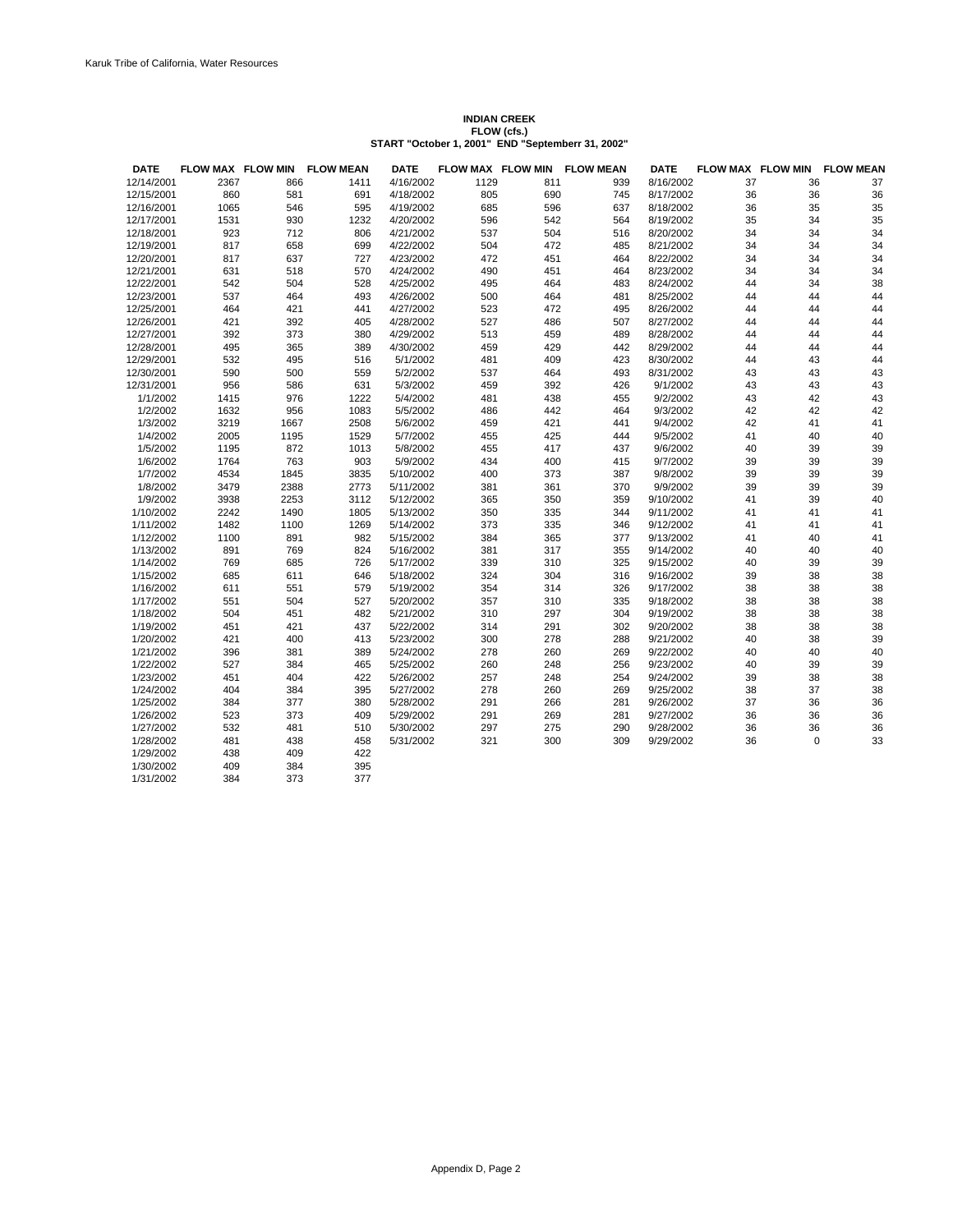Karuk Tribe of California, Water Resources

**INDIAN CREEK**
**FLOW (cfs.)**
**START "October 1, 2001" END "Septemberr 31, 2002"**

| DATE | FLOW MAX | FLOW MIN | FLOW MEAN | DATE | FLOW MAX | FLOW MIN | FLOW MEAN | DATE | FLOW MAX | FLOW MIN | FLOW MEAN |
|---|---|---|---|---|---|---|---|---|---|---|---|
| 12/14/2001 | 2367 | 866 | 1411 | 4/16/2002 | 1129 | 811 | 939 | 8/16/2002 | 37 | 36 | 37 |
| 12/15/2001 | 860 | 581 | 691 | 4/18/2002 | 805 | 690 | 745 | 8/17/2002 | 36 | 36 | 36 |
| 12/16/2001 | 1065 | 546 | 595 | 4/19/2002 | 685 | 596 | 637 | 8/18/2002 | 36 | 35 | 35 |
| 12/17/2001 | 1531 | 930 | 1232 | 4/20/2002 | 596 | 542 | 564 | 8/19/2002 | 35 | 34 | 35 |
| 12/18/2001 | 923 | 712 | 806 | 4/21/2002 | 537 | 504 | 516 | 8/20/2002 | 34 | 34 | 34 |
| 12/19/2001 | 817 | 658 | 699 | 4/22/2002 | 504 | 472 | 485 | 8/21/2002 | 34 | 34 | 34 |
| 12/20/2001 | 817 | 637 | 727 | 4/23/2002 | 472 | 451 | 464 | 8/22/2002 | 34 | 34 | 34 |
| 12/21/2001 | 631 | 518 | 570 | 4/24/2002 | 490 | 451 | 464 | 8/23/2002 | 34 | 34 | 34 |
| 12/22/2001 | 542 | 504 | 528 | 4/25/2002 | 495 | 464 | 483 | 8/24/2002 | 44 | 34 | 38 |
| 12/23/2001 | 537 | 464 | 493 | 4/26/2002 | 500 | 464 | 481 | 8/25/2002 | 44 | 44 | 44 |
| 12/25/2001 | 464 | 421 | 441 | 4/27/2002 | 523 | 472 | 495 | 8/26/2002 | 44 | 44 | 44 |
| 12/26/2001 | 421 | 392 | 405 | 4/28/2002 | 527 | 486 | 507 | 8/27/2002 | 44 | 44 | 44 |
| 12/27/2001 | 392 | 373 | 380 | 4/29/2002 | 513 | 459 | 489 | 8/28/2002 | 44 | 44 | 44 |
| 12/28/2001 | 495 | 365 | 389 | 4/30/2002 | 459 | 429 | 442 | 8/29/2002 | 44 | 44 | 44 |
| 12/29/2001 | 532 | 495 | 516 | 5/1/2002 | 481 | 409 | 423 | 8/30/2002 | 44 | 43 | 44 |
| 12/30/2001 | 590 | 500 | 559 | 5/2/2002 | 537 | 464 | 493 | 8/31/2002 | 43 | 43 | 43 |
| 12/31/2001 | 956 | 586 | 631 | 5/3/2002 | 459 | 392 | 426 | 9/1/2002 | 43 | 43 | 43 |
| 1/1/2002 | 1415 | 976 | 1222 | 5/4/2002 | 481 | 438 | 455 | 9/2/2002 | 43 | 42 | 43 |
| 1/2/2002 | 1632 | 956 | 1083 | 5/5/2002 | 486 | 442 | 464 | 9/3/2002 | 42 | 42 | 42 |
| 1/3/2002 | 3219 | 1667 | 2508 | 5/6/2002 | 459 | 421 | 441 | 9/4/2002 | 42 | 41 | 41 |
| 1/4/2002 | 2005 | 1195 | 1529 | 5/7/2002 | 455 | 425 | 444 | 9/5/2002 | 41 | 40 | 40 |
| 1/5/2002 | 1195 | 872 | 1013 | 5/8/2002 | 455 | 417 | 437 | 9/6/2002 | 40 | 39 | 39 |
| 1/6/2002 | 1764 | 763 | 903 | 5/9/2002 | 434 | 400 | 415 | 9/7/2002 | 39 | 39 | 39 |
| 1/7/2002 | 4534 | 1845 | 3835 | 5/10/2002 | 400 | 373 | 387 | 9/8/2002 | 39 | 39 | 39 |
| 1/8/2002 | 3479 | 2388 | 2773 | 5/11/2002 | 381 | 361 | 370 | 9/9/2002 | 39 | 39 | 39 |
| 1/9/2002 | 3938 | 2253 | 3112 | 5/12/2002 | 365 | 350 | 359 | 9/10/2002 | 41 | 39 | 40 |
| 1/10/2002 | 2242 | 1490 | 1805 | 5/13/2002 | 350 | 335 | 344 | 9/11/2002 | 41 | 41 | 41 |
| 1/11/2002 | 1482 | 1100 | 1269 | 5/14/2002 | 373 | 335 | 346 | 9/12/2002 | 41 | 41 | 41 |
| 1/12/2002 | 1100 | 891 | 982 | 5/15/2002 | 384 | 365 | 377 | 9/13/2002 | 41 | 40 | 41 |
| 1/13/2002 | 891 | 769 | 824 | 5/16/2002 | 381 | 317 | 355 | 9/14/2002 | 40 | 40 | 40 |
| 1/14/2002 | 769 | 685 | 726 | 5/17/2002 | 339 | 310 | 325 | 9/15/2002 | 40 | 39 | 39 |
| 1/15/2002 | 685 | 611 | 646 | 5/18/2002 | 324 | 304 | 316 | 9/16/2002 | 39 | 38 | 38 |
| 1/16/2002 | 611 | 551 | 579 | 5/19/2002 | 354 | 314 | 326 | 9/17/2002 | 38 | 38 | 38 |
| 1/17/2002 | 551 | 504 | 527 | 5/20/2002 | 357 | 310 | 335 | 9/18/2002 | 38 | 38 | 38 |
| 1/18/2002 | 504 | 451 | 482 | 5/21/2002 | 310 | 297 | 304 | 9/19/2002 | 38 | 38 | 38 |
| 1/19/2002 | 451 | 421 | 437 | 5/22/2002 | 314 | 291 | 302 | 9/20/2002 | 38 | 38 | 38 |
| 1/20/2002 | 421 | 400 | 413 | 5/23/2002 | 300 | 278 | 288 | 9/21/2002 | 40 | 38 | 39 |
| 1/21/2002 | 396 | 381 | 389 | 5/24/2002 | 278 | 260 | 269 | 9/22/2002 | 40 | 40 | 40 |
| 1/22/2002 | 527 | 384 | 465 | 5/25/2002 | 260 | 248 | 256 | 9/23/2002 | 40 | 39 | 39 |
| 1/23/2002 | 451 | 404 | 422 | 5/26/2002 | 257 | 248 | 254 | 9/24/2002 | 39 | 38 | 38 |
| 1/24/2002 | 404 | 384 | 395 | 5/27/2002 | 278 | 260 | 269 | 9/25/2002 | 38 | 37 | 38 |
| 1/25/2002 | 384 | 377 | 380 | 5/28/2002 | 291 | 266 | 281 | 9/26/2002 | 37 | 36 | 36 |
| 1/26/2002 | 523 | 373 | 409 | 5/29/2002 | 291 | 269 | 281 | 9/27/2002 | 36 | 36 | 36 |
| 1/27/2002 | 532 | 481 | 510 | 5/30/2002 | 297 | 275 | 290 | 9/28/2002 | 36 | 36 | 36 |
| 1/28/2002 | 481 | 438 | 458 | 5/31/2002 | 321 | 300 | 309 | 9/29/2002 | 36 | 0 | 33 |
| 1/29/2002 | 438 | 409 | 422 | | | | | | | | |
| 1/30/2002 | 409 | 384 | 395 | | | | | | | | |
| 1/31/2002 | 384 | 373 | 377 | | | | | | | | |

Appendix D, Page 2